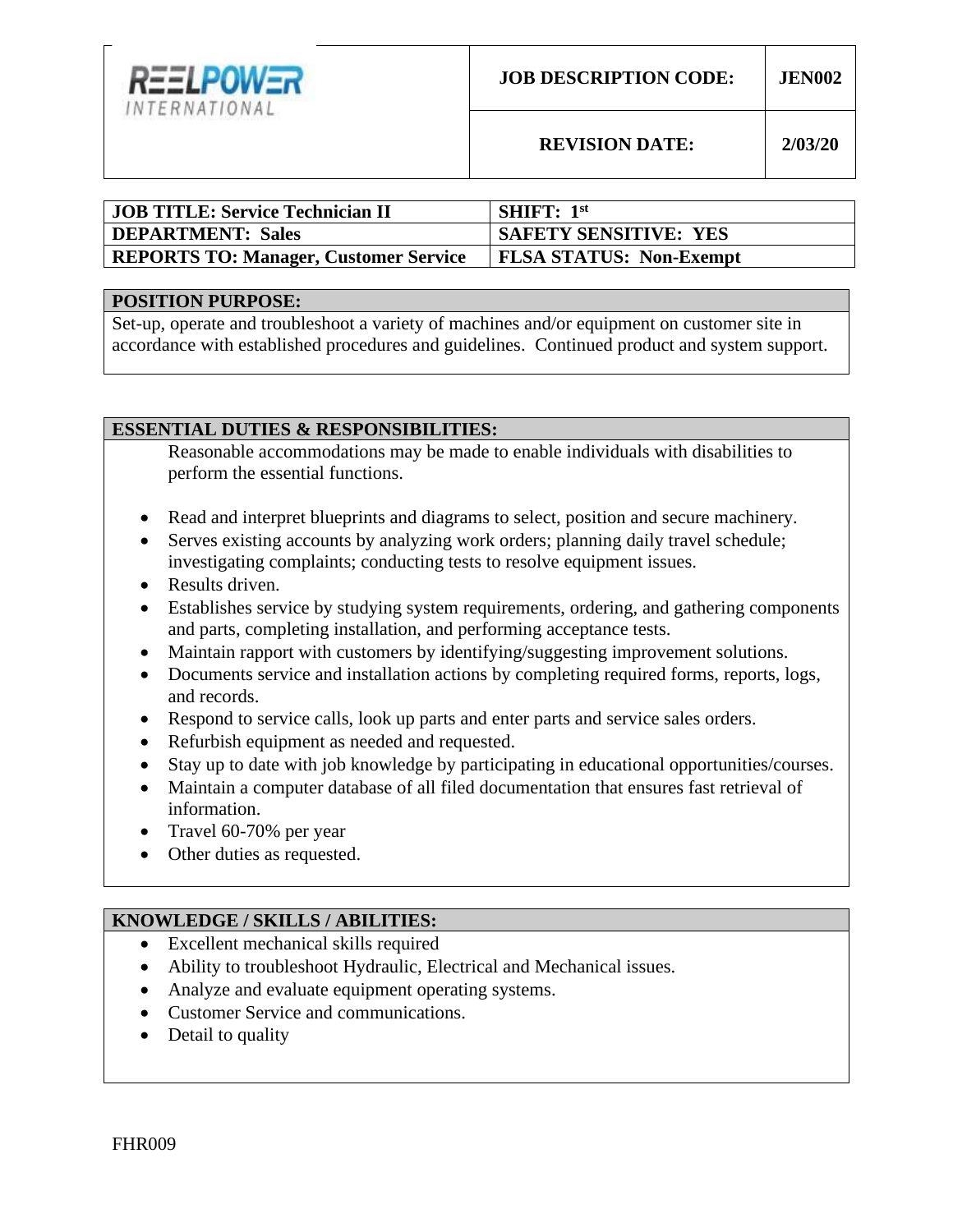| REELPOWER INTERNATIONAL | JOB DESCRIPTION CODE: | JEN002 |
|---|---|---|
| | REVISION DATE: | 2/03/20 |

| JOB TITLE: Service Technician II | SHIFT: 1st |
|---|---|
| DEPARTMENT: Sales | SAFETY SENSITIVE: YES |
| REPORTS TO: Manager, Customer Service | FLSA STATUS: Non-Exempt |

## POSITION PURPOSE:

Set-up, operate and troubleshoot a variety of machines and/or equipment on customer site in accordance with established procedures and guidelines. Continued product and system support.

## ESSENTIAL DUTIES & RESPONSIBILITIES:

Reasonable accommodations may be made to enable individuals with disabilities to perform the essential functions.

- Read and interpret blueprints and diagrams to select, position and secure machinery.
- Serves existing accounts by analyzing work orders; planning daily travel schedule; investigating complaints; conducting tests to resolve equipment issues.
- Results driven.
- Establishes service by studying system requirements, ordering, and gathering components and parts, completing installation, and performing acceptance tests.
- Maintain rapport with customers by identifying/suggesting improvement solutions.
- Documents service and installation actions by completing required forms, reports, logs, and records.
- Respond to service calls, look up parts and enter parts and service sales orders.
- Refurbish equipment as needed and requested.
- Stay up to date with job knowledge by participating in educational opportunities/courses.
- Maintain a computer database of all filed documentation that ensures fast retrieval of information.
- Travel 60-70% per year
- Other duties as requested.

## KNOWLEDGE / SKILLS / ABILITIES:

- Excellent mechanical skills required
- Ability to troubleshoot Hydraulic, Electrical and Mechanical issues.
- Analyze and evaluate equipment operating systems.
- Customer Service and communications.
- Detail to quality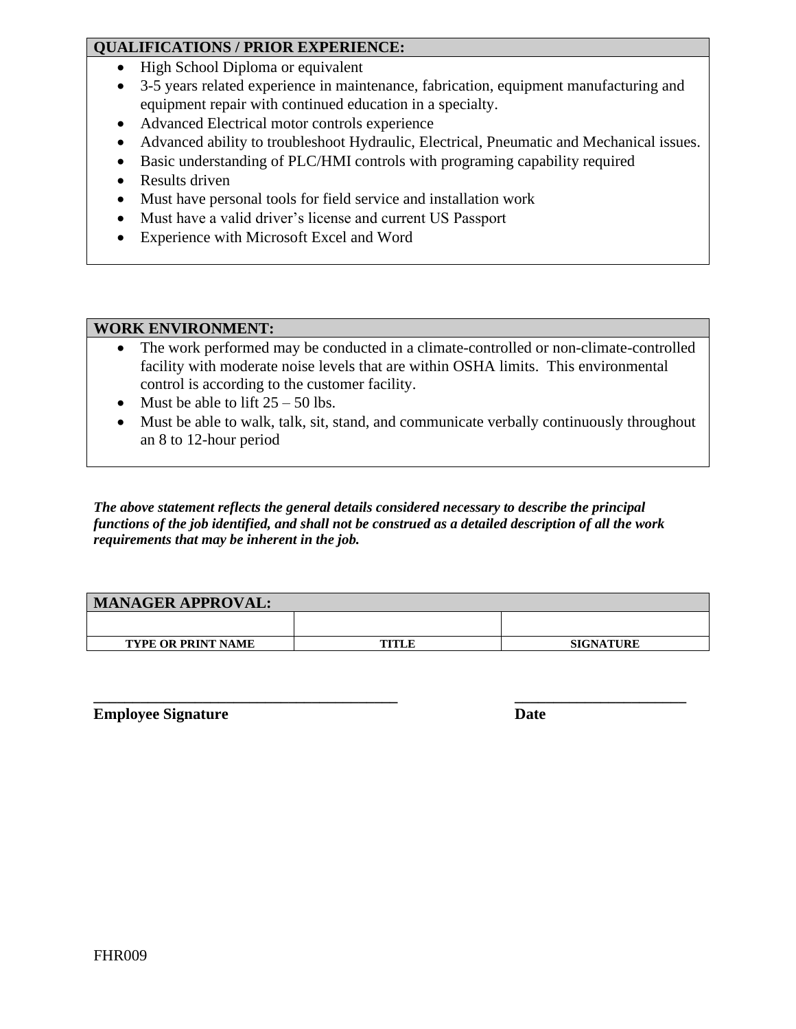## QUALIFICATIONS / PRIOR EXPERIENCE:

- High School Diploma or equivalent
- 3-5 years related experience in maintenance, fabrication, equipment manufacturing and equipment repair with continued education in a specialty.
- Advanced Electrical motor controls experience
- Advanced ability to troubleshoot Hydraulic, Electrical, Pneumatic and Mechanical issues.
- Basic understanding of PLC/HMI controls with programing capability required
- Results driven
- Must have personal tools for field service and installation work
- Must have a valid driver's license and current US Passport
- Experience with Microsoft Excel and Word

## WORK ENVIRONMENT:

- The work performed may be conducted in a climate-controlled or non-climate-controlled facility with moderate noise levels that are within OSHA limits. This environmental control is according to the customer facility.
- Must be able to lift 25 – 50 lbs.
- Must be able to walk, talk, sit, stand, and communicate verbally continuously throughout an 8 to 12-hour period

***The above statement reflects the general details considered necessary to describe the principal functions of the job identified, and shall not be construed as a detailed description of all the work requirements that may be inherent in the job.***

## MANAGER APPROVAL:

| | | |
|---|---|---|
| | | |
| **TYPE OR PRINT NAME** | **TITLE** | **SIGNATURE** |

**_______________________________________** **_____________________**

**Employee Signature** **Date**

FHR009